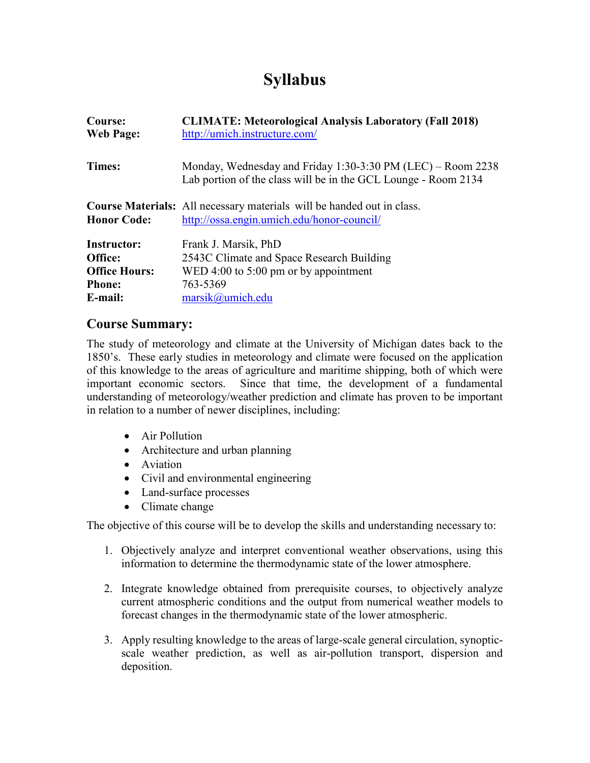# Syllabus

| | |
|---|---|
| **Course:** | **CLIMATE: Meteorological Analysis Laboratory (Fall 2018)** |
| **Web Page:** | http://umich.instructure.com/ |
| **Times:** | Monday, Wednesday and Friday 1:30-3:30 PM (LEC) – Room 2238<br>Lab portion of the class will be in the GCL Lounge - Room 2134 |
| **Course Materials:** | All necessary materials will be handed out in class. |
| **Honor Code:** | http://ossa.engin.umich.edu/honor-council/ |
| **Instructor:** | Frank J. Marsik, PhD |
| **Office:** | 2543C Climate and Space Research Building |
| **Office Hours:** | WED 4:00 to 5:00 pm or by appointment |
| **Phone:** | 763-5369 |
| **E-mail:** | marsik@umich.edu |

## Course Summary:

The study of meteorology and climate at the University of Michigan dates back to the 1850's. These early studies in meteorology and climate were focused on the application of this knowledge to the areas of agriculture and maritime shipping, both of which were important economic sectors. Since that time, the development of a fundamental understanding of meteorology/weather prediction and climate has proven to be important in relation to a number of newer disciplines, including:

- Air Pollution
- Architecture and urban planning
- Aviation
- Civil and environmental engineering
- Land-surface processes
- Climate change

The objective of this course will be to develop the skills and understanding necessary to:

1. Objectively analyze and interpret conventional weather observations, using this information to determine the thermodynamic state of the lower atmosphere.

2. Integrate knowledge obtained from prerequisite courses, to objectively analyze current atmospheric conditions and the output from numerical weather models to forecast changes in the thermodynamic state of the lower atmospheric.

3. Apply resulting knowledge to the areas of large-scale general circulation, synoptic-scale weather prediction, as well as air-pollution transport, dispersion and deposition.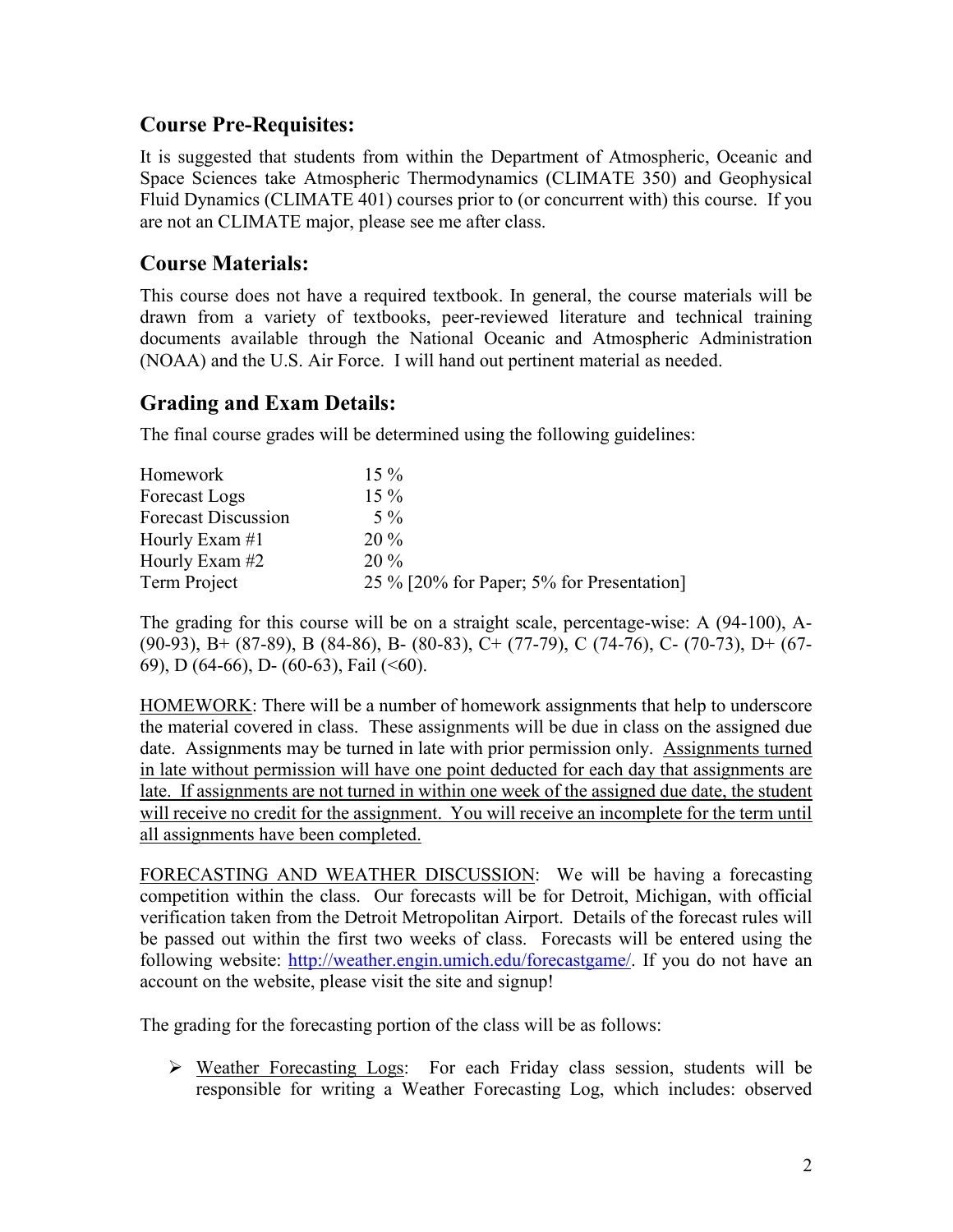## Course Pre-Requisites:

It is suggested that students from within the Department of Atmospheric, Oceanic and Space Sciences take Atmospheric Thermodynamics (CLIMATE 350) and Geophysical Fluid Dynamics (CLIMATE 401) courses prior to (or concurrent with) this course. If you are not an CLIMATE major, please see me after class.

## Course Materials:

This course does not have a required textbook. In general, the course materials will be drawn from a variety of textbooks, peer-reviewed literature and technical training documents available through the National Oceanic and Atmospheric Administration (NOAA) and the U.S. Air Force. I will hand out pertinent material as needed.

## Grading and Exam Details:

The final course grades will be determined using the following guidelines:

| | |
|---|---|
| Homework | 15 % |
| Forecast Logs | 15 % |
| Forecast Discussion | 5 % |
| Hourly Exam #1 | 20 % |
| Hourly Exam #2 | 20 % |
| Term Project | 25 % [20% for Paper; 5% for Presentation] |

The grading for this course will be on a straight scale, percentage-wise: A (94-100), A- (90-93), B+ (87-89), B (84-86), B- (80-83), C+ (77-79), C (74-76), C- (70-73), D+ (67-69), D (64-66), D- (60-63), Fail (<60).

HOMEWORK: There will be a number of homework assignments that help to underscore the material covered in class. These assignments will be due in class on the assigned due date. Assignments may be turned in late with prior permission only. Assignments turned in late without permission will have one point deducted for each day that assignments are late. If assignments are not turned in within one week of the assigned due date, the student will receive no credit for the assignment. You will receive an incomplete for the term until all assignments have been completed.

FORECASTING AND WEATHER DISCUSSION: We will be having a forecasting competition within the class. Our forecasts will be for Detroit, Michigan, with official verification taken from the Detroit Metropolitan Airport. Details of the forecast rules will be passed out within the first two weeks of class. Forecasts will be entered using the following website: [http://weather.engin.umich.edu/forecastgame/](http://weather.engin.umich.edu/forecastgame/). If you do not have an account on the website, please visit the site and signup!

The grading for the forecasting portion of the class will be as follows:

- Weather Forecasting Logs: For each Friday class session, students will be responsible for writing a Weather Forecasting Log, which includes: observed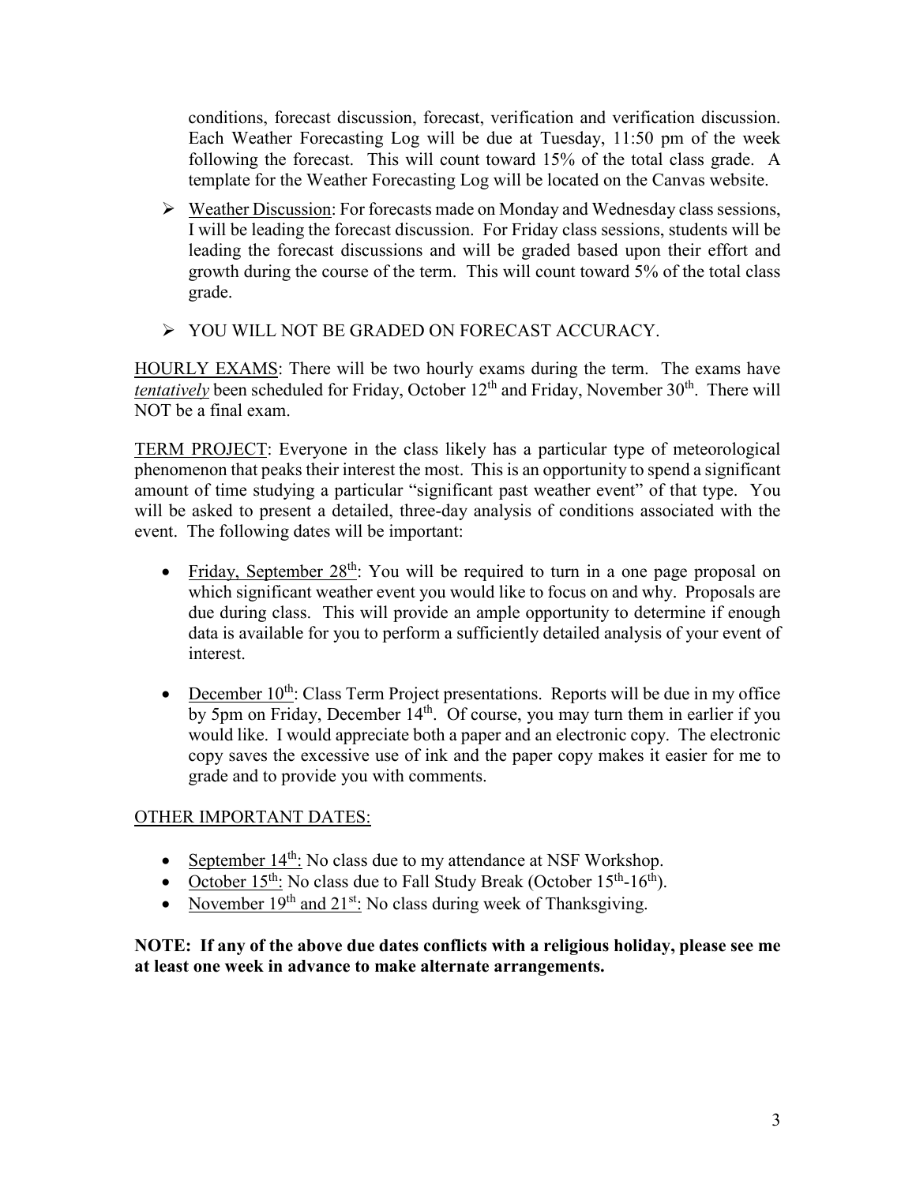conditions, forecast discussion, forecast, verification and verification discussion. Each Weather Forecasting Log will be due at Tuesday, 11:50 pm of the week following the forecast. This will count toward 15% of the total class grade. A template for the Weather Forecasting Log will be located on the Canvas website.

- Weather Discussion: For forecasts made on Monday and Wednesday class sessions, I will be leading the forecast discussion. For Friday class sessions, students will be leading the forecast discussions and will be graded based upon their effort and growth during the course of the term. This will count toward 5% of the total class grade.

- YOU WILL NOT BE GRADED ON FORECAST ACCURACY.

HOURLY EXAMS: There will be two hourly exams during the term. The exams have *tentatively* been scheduled for Friday, October 12th and Friday, November 30th. There will NOT be a final exam.

TERM PROJECT: Everyone in the class likely has a particular type of meteorological phenomenon that peaks their interest the most. This is an opportunity to spend a significant amount of time studying a particular "significant past weather event" of that type. You will be asked to present a detailed, three-day analysis of conditions associated with the event. The following dates will be important:

- Friday, September 28th: You will be required to turn in a one page proposal on which significant weather event you would like to focus on and why. Proposals are due during class. This will provide an ample opportunity to determine if enough data is available for you to perform a sufficiently detailed analysis of your event of interest.

- December 10th: Class Term Project presentations. Reports will be due in my office by 5pm on Friday, December 14th. Of course, you may turn them in earlier if you would like. I would appreciate both a paper and an electronic copy. The electronic copy saves the excessive use of ink and the paper copy makes it easier for me to grade and to provide you with comments.

OTHER IMPORTANT DATES:

- September 14th: No class due to my attendance at NSF Workshop.
- October 15th: No class due to Fall Study Break (October 15th-16th).
- November 19th and 21st: No class during week of Thanksgiving.

**NOTE: If any of the above due dates conflicts with a religious holiday, please see me at least one week in advance to make alternate arrangements.**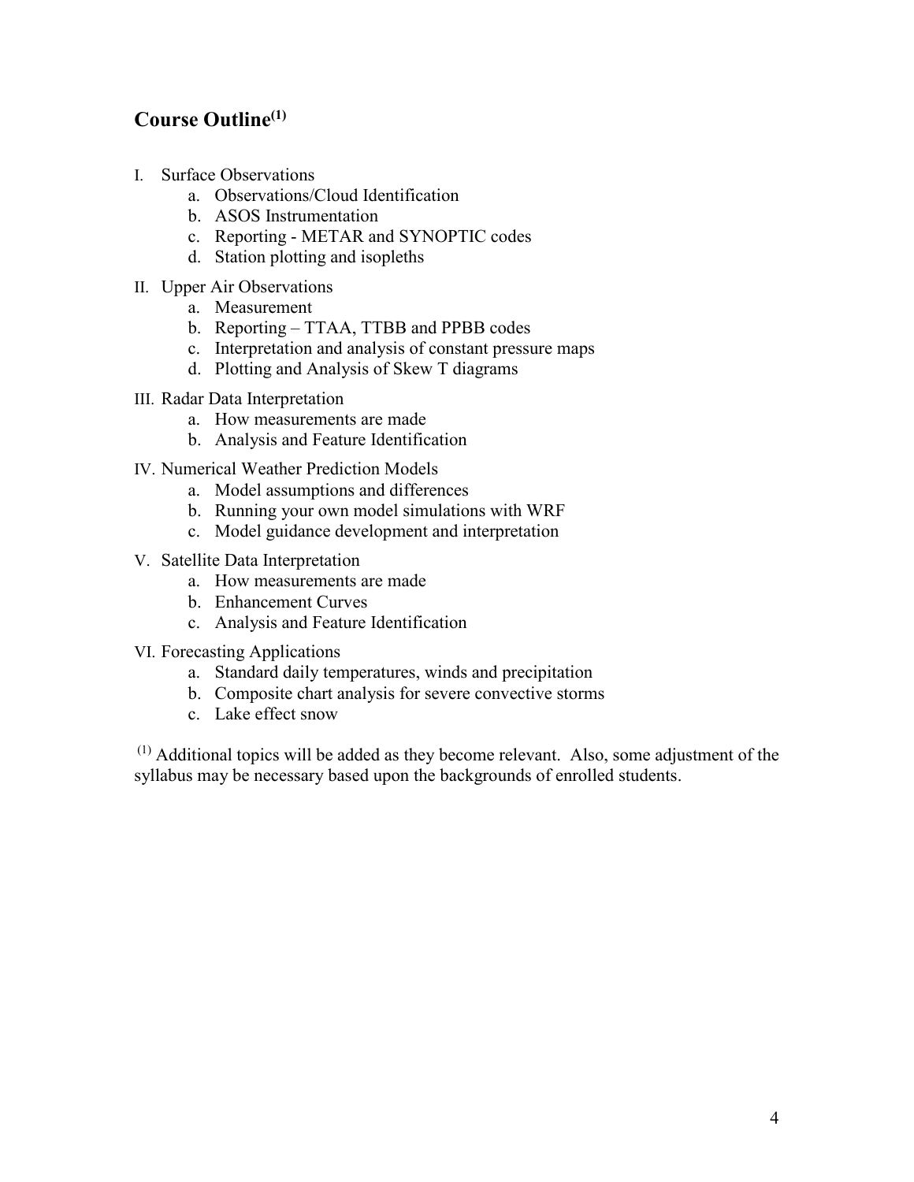## Course Outline[1]

I. Surface Observations
   a. Observations/Cloud Identification
   b. ASOS Instrumentation
   c. Reporting - METAR and SYNOPTIC codes
   d. Station plotting and isopleths

II. Upper Air Observations
   a. Measurement
   b. Reporting – TTAA, TTBB and PPBB codes
   c. Interpretation and analysis of constant pressure maps
   d. Plotting and Analysis of Skew T diagrams

III. Radar Data Interpretation
   a. How measurements are made
   b. Analysis and Feature Identification

IV. Numerical Weather Prediction Models
   a. Model assumptions and differences
   b. Running your own model simulations with WRF
   c. Model guidance development and interpretation

V. Satellite Data Interpretation
   a. How measurements are made
   b. Enhancement Curves
   c. Analysis and Feature Identification

VI. Forecasting Applications
   a. Standard daily temperatures, winds and precipitation
   b. Composite chart analysis for severe convective storms
   c. Lake effect snow

[1] Additional topics will be added as they become relevant. Also, some adjustment of the syllabus may be necessary based upon the backgrounds of enrolled students.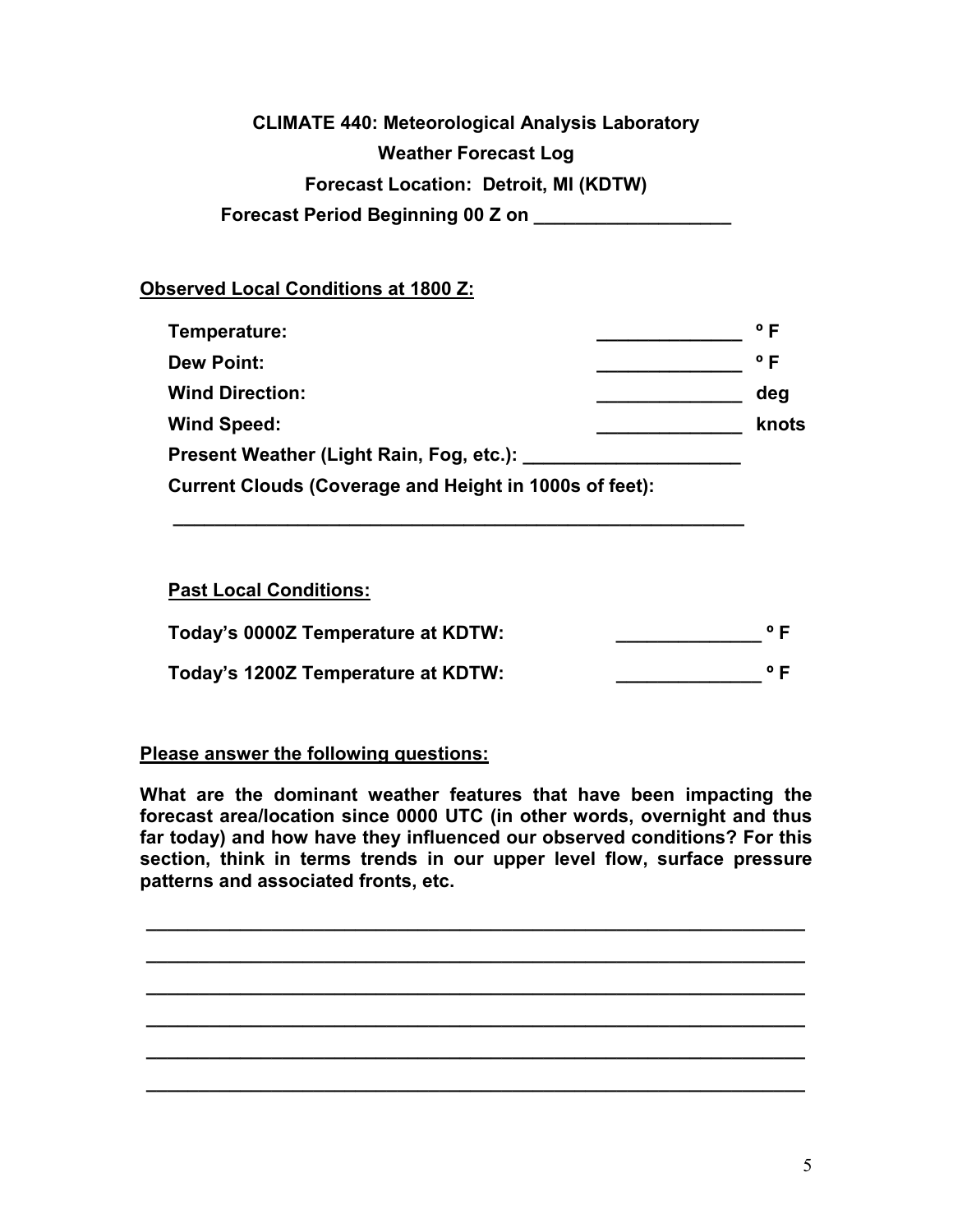**CLIMATE 440: Meteorological Analysis Laboratory**

**Weather Forecast Log**

**Forecast Location: Detroit, MI (KDTW)**

**Forecast Period Beginning 00 Z on ___________________**

**Observed Local Conditions at 1800 Z:**

**Temperature:** ______________ **º F**

**Dew Point:** ______________ **º F**

**Wind Direction:** ______________ **deg**

**Wind Speed:** ______________ **knots**

**Present Weather (Light Rain, Fog, etc.):** _____________________

**Current Clouds (Coverage and Height in 1000s of feet):**

_______________________________________________________

**Past Local Conditions:**

**Today's 0000Z Temperature at KDTW:** ______________ **º F**

**Today's 1200Z Temperature at KDTW:** ______________ **º F**

**Please answer the following questions:**

**What are the dominant weather features that have been impacting the forecast area/location since 0000 UTC (in other words, overnight and thus far today) and how have they influenced our observed conditions? For this section, think in terms trends in our upper level flow, surface pressure patterns and associated fronts, etc.**

_______________________________________________________________

_______________________________________________________________

_______________________________________________________________

_______________________________________________________________

_______________________________________________________________

_______________________________________________________________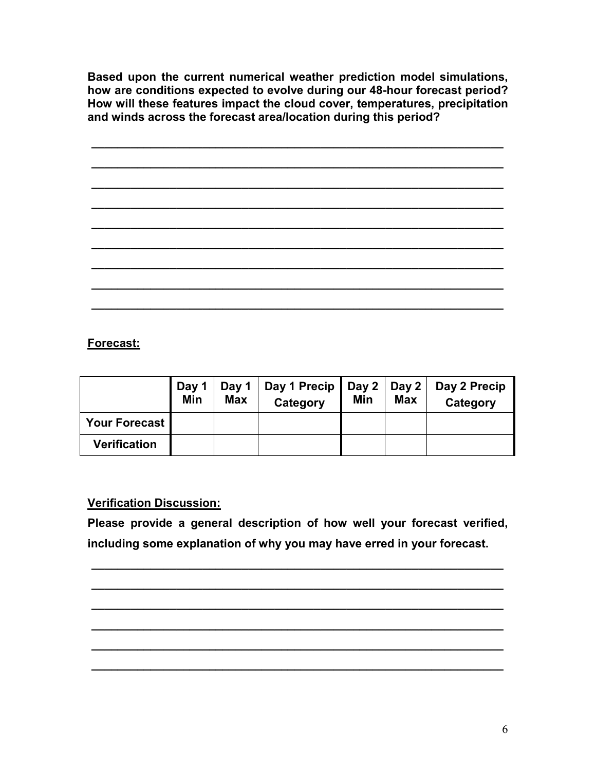**Based upon the current numerical weather prediction model simulations, how are conditions expected to evolve during our 48-hour forecast period? How will these features impact the cloud cover, temperatures, precipitation and winds across the forecast area/location during this period?**

______________________________________________________________

______________________________________________________________

______________________________________________________________

______________________________________________________________

______________________________________________________________

______________________________________________________________

______________________________________________________________

______________________________________________________________

______________________________________________________________

**Forecast:**

| | Day 1 Min | Day 1 Max | Day 1 Precip Category | Day 2 Min | Day 2 Max | Day 2 Precip Category |
|---|---|---|---|---|---|---|
| **Your Forecast** | | | | | | |
| **Verification** | | | | | | |

**Verification Discussion:**

**Please provide a general description of how well your forecast verified, including some explanation of why you may have erred in your forecast.**

______________________________________________________________

______________________________________________________________

______________________________________________________________

______________________________________________________________

______________________________________________________________

______________________________________________________________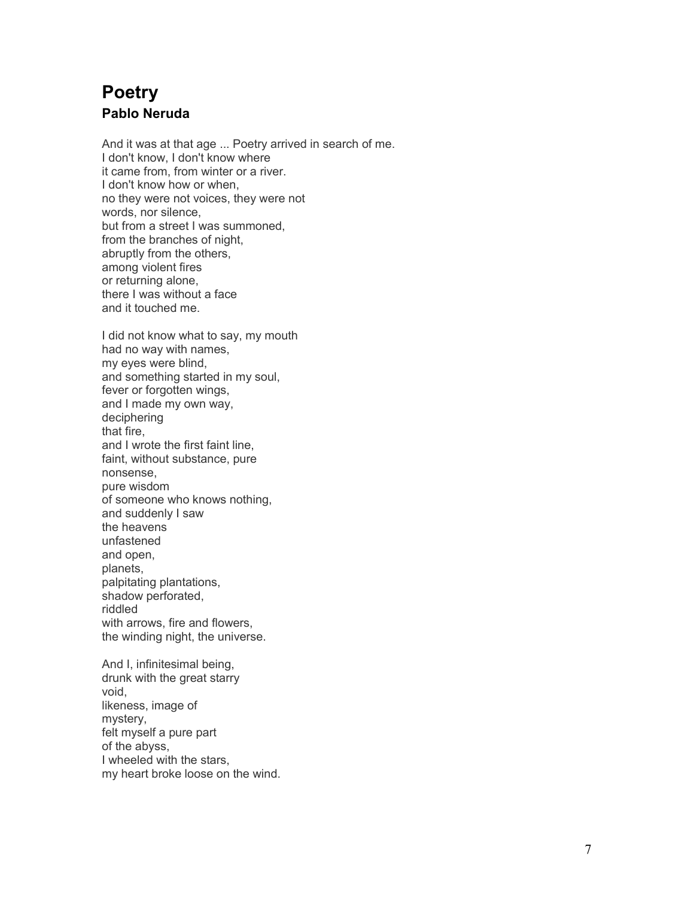# Poetry

## Pablo Neruda

And it was at that age ... Poetry arrived in search of me.
I don't know, I don't know where
it came from, from winter or a river.
I don't know how or when,
no they were not voices, they were not
words, nor silence,
but from a street I was summoned,
from the branches of night,
abruptly from the others,
among violent fires
or returning alone,
there I was without a face
and it touched me.

I did not know what to say, my mouth
had no way with names,
my eyes were blind,
and something started in my soul,
fever or forgotten wings,
and I made my own way,
deciphering
that fire,
and I wrote the first faint line,
faint, without substance, pure
nonsense,
pure wisdom
of someone who knows nothing,
and suddenly I saw
the heavens
unfastened
and open,
planets,
palpitating plantations,
shadow perforated,
riddled
with arrows, fire and flowers,
the winding night, the universe.

And I, infinitesimal being,
drunk with the great starry
void,
likeness, image of
mystery,
felt myself a pure part
of the abyss,
I wheeled with the stars,
my heart broke loose on the wind.